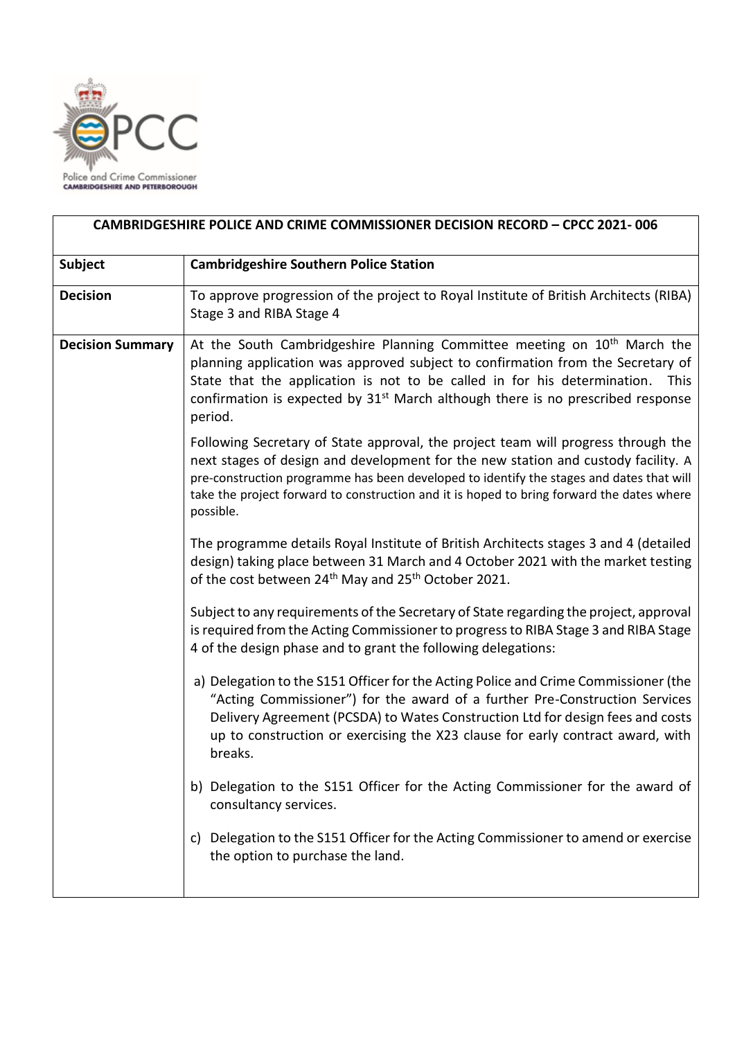Police and Crime Commissioner
CAMBRIDGESHIRE AND PETERBOROUGH

| CAMBRIDGESHIRE POLICE AND CRIME COMMISSIONER DECISION RECORD – CPCC 2021- 006 | |
|---|---|
| **Subject** | **Cambridgeshire Southern Police Station** |
| **Decision** | To approve progression of the project to Royal Institute of British Architects (RIBA) Stage 3 and RIBA Stage 4 |
| **Decision Summary** | At the South Cambridgeshire Planning Committee meeting on 10th March the planning application was approved subject to confirmation from the Secretary of State that the application is not to be called in for his determination. This confirmation is expected by 31st March although there is no prescribed response period.<br><br>Following Secretary of State approval, the project team will progress through the next stages of design and development for the new station and custody facility. A pre-construction programme has been developed to identify the stages and dates that will take the project forward to construction and it is hoped to bring forward the dates where possible.<br><br>The programme details Royal Institute of British Architects stages 3 and 4 (detailed design) taking place between 31 March and 4 October 2021 with the market testing of the cost between 24th May and 25th October 2021.<br><br>Subject to any requirements of the Secretary of State regarding the project, approval is required from the Acting Commissioner to progress to RIBA Stage 3 and RIBA Stage 4 of the design phase and to grant the following delegations:<br><br>a) Delegation to the S151 Officer for the Acting Police and Crime Commissioner (the "Acting Commissioner") for the award of a further Pre-Construction Services Delivery Agreement (PCSDA) to Wates Construction Ltd for design fees and costs up to construction or exercising the X23 clause for early contract award, with breaks.<br><br>b) Delegation to the S151 Officer for the Acting Commissioner for the award of consultancy services.<br><br>c) Delegation to the S151 Officer for the Acting Commissioner to amend or exercise the option to purchase the land. |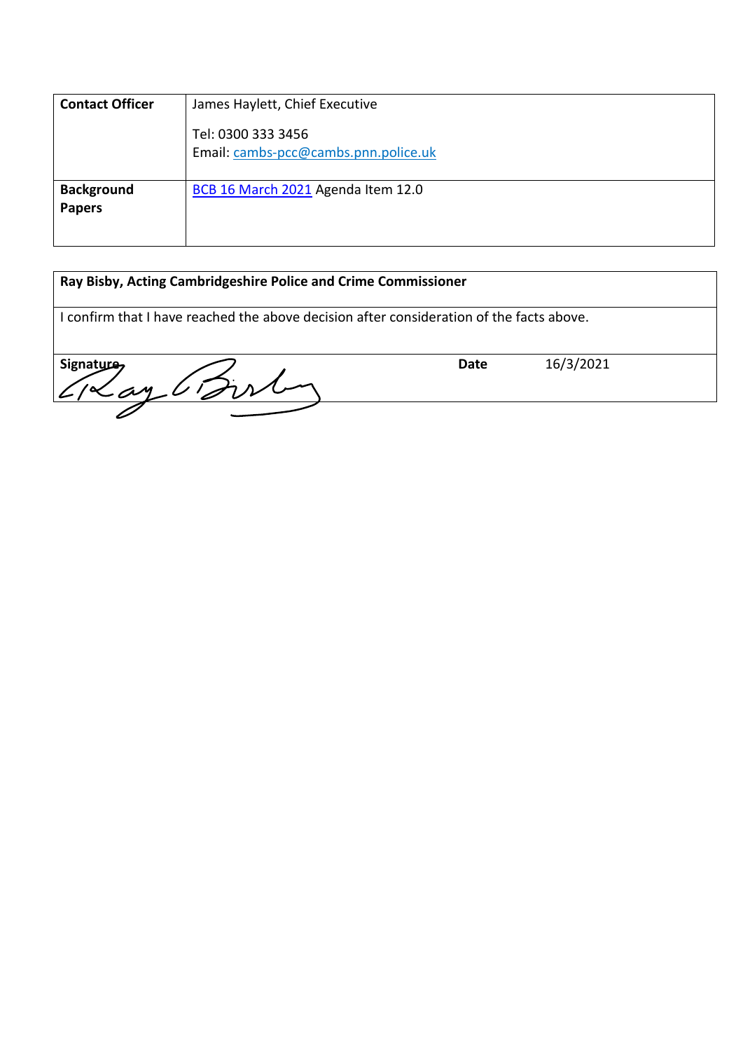| | |
|---|---|
| **Contact Officer** | James Haylett, Chief Executive<br><br>Tel: 0300 333 3456<br>Email: cambs-pcc@cambs.pnn.police.uk |
| **Background Papers** | BCB 16 March 2021 Agenda Item 12.0 |

| **Ray Bisby, Acting Cambridgeshire Police and Crime Commissioner** | | |
|---|---|---|
| I confirm that I have reached the above decision after consideration of the facts above. | | |
| **Signature** | **Date** | 16/3/2021 |